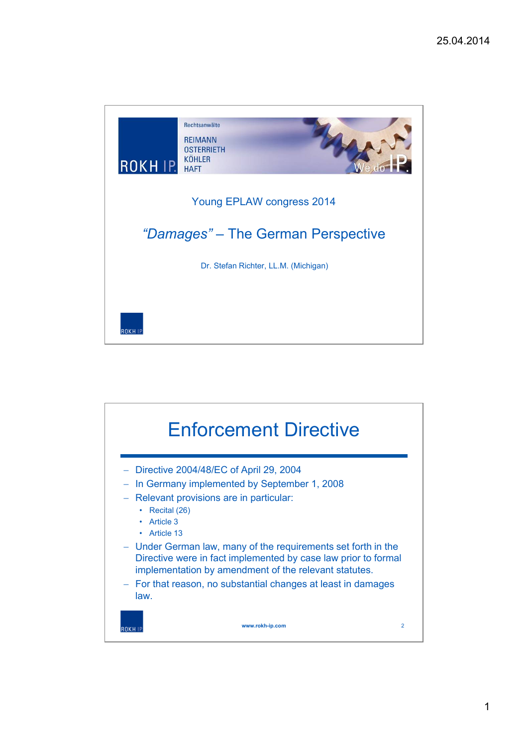Rechtsanwälte

REIMANN
OSTERRIETH
KÖHLER
HAFT

ROKH IP.

We do IP.

Young EPLAW congress 2014

# *"Damages"* – The German Perspective

Dr. Stefan Richter, LL.M. (Michigan)

# Enforcement Directive

- Directive 2004/48/EC of April 29, 2004
- In Germany implemented by September 1, 2008
- Relevant provisions are in particular:
  - Recital (26)
  - Article 3
  - Article 13
- Under German law, many of the requirements set forth in the Directive were in fact implemented by case law prior to formal implementation by amendment of the relevant statutes.
- For that reason, no substantial changes at least in damages law.

www.rokh-ip.com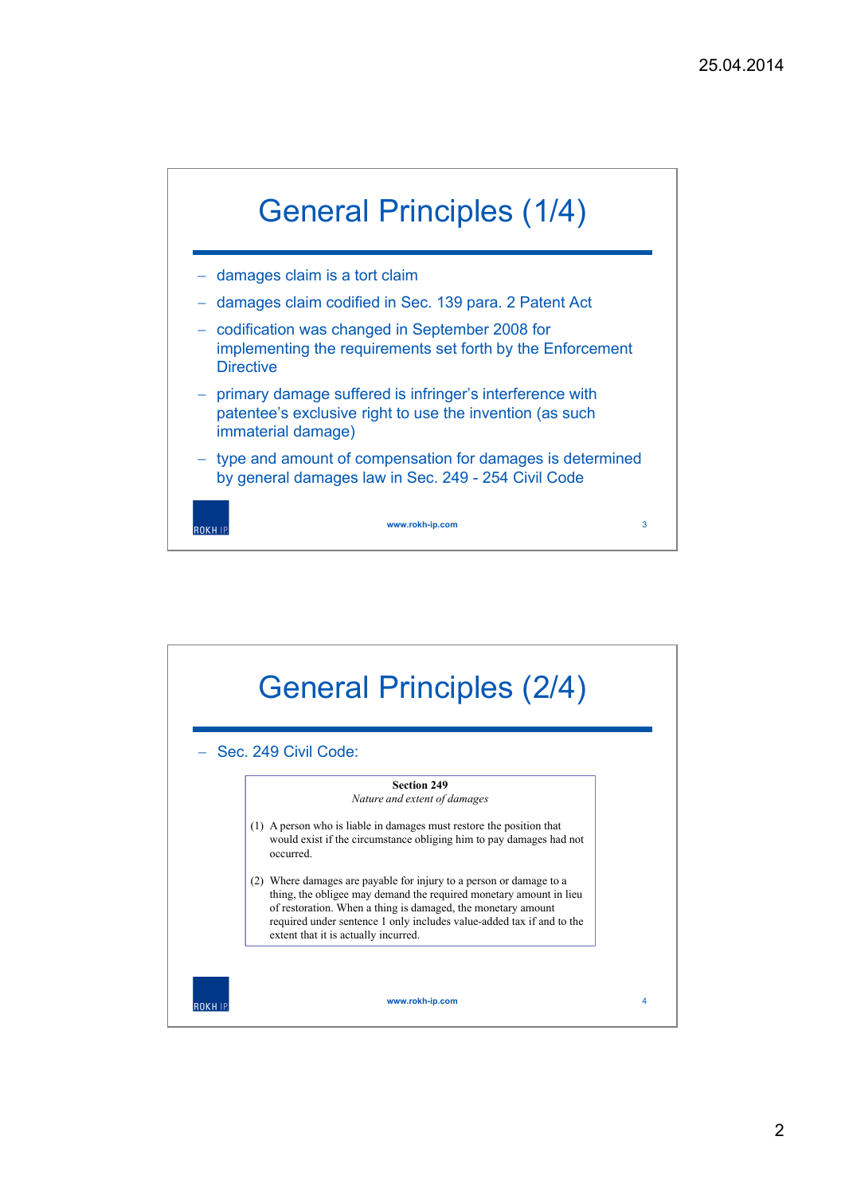# General Principles (1/4)

- damages claim is a tort claim
- damages claim codified in Sec. 139 para. 2 Patent Act
- codification was changed in September 2008 for implementing the requirements set forth by the Enforcement Directive
- primary damage suffered is infringer's interference with patentee's exclusive right to use the invention (as such immaterial damage)
- type and amount of compensation for damages is determined by general damages law in Sec. 249 - 254 Civil Code

www.rokh-ip.com

# General Principles (2/4)

- Sec. 249 Civil Code:

> **Section 249**
>
> *Nature and extent of damages*
>
> (1) A person who is liable in damages must restore the position that would exist if the circumstance obliging him to pay damages had not occurred.
>
> (2) Where damages are payable for injury to a person or damage to a thing, the obligee may demand the required monetary amount in lieu of restoration. When a thing is damaged, the monetary amount required under sentence 1 only includes value-added tax if and to the extent that it is actually incurred.

www.rokh-ip.com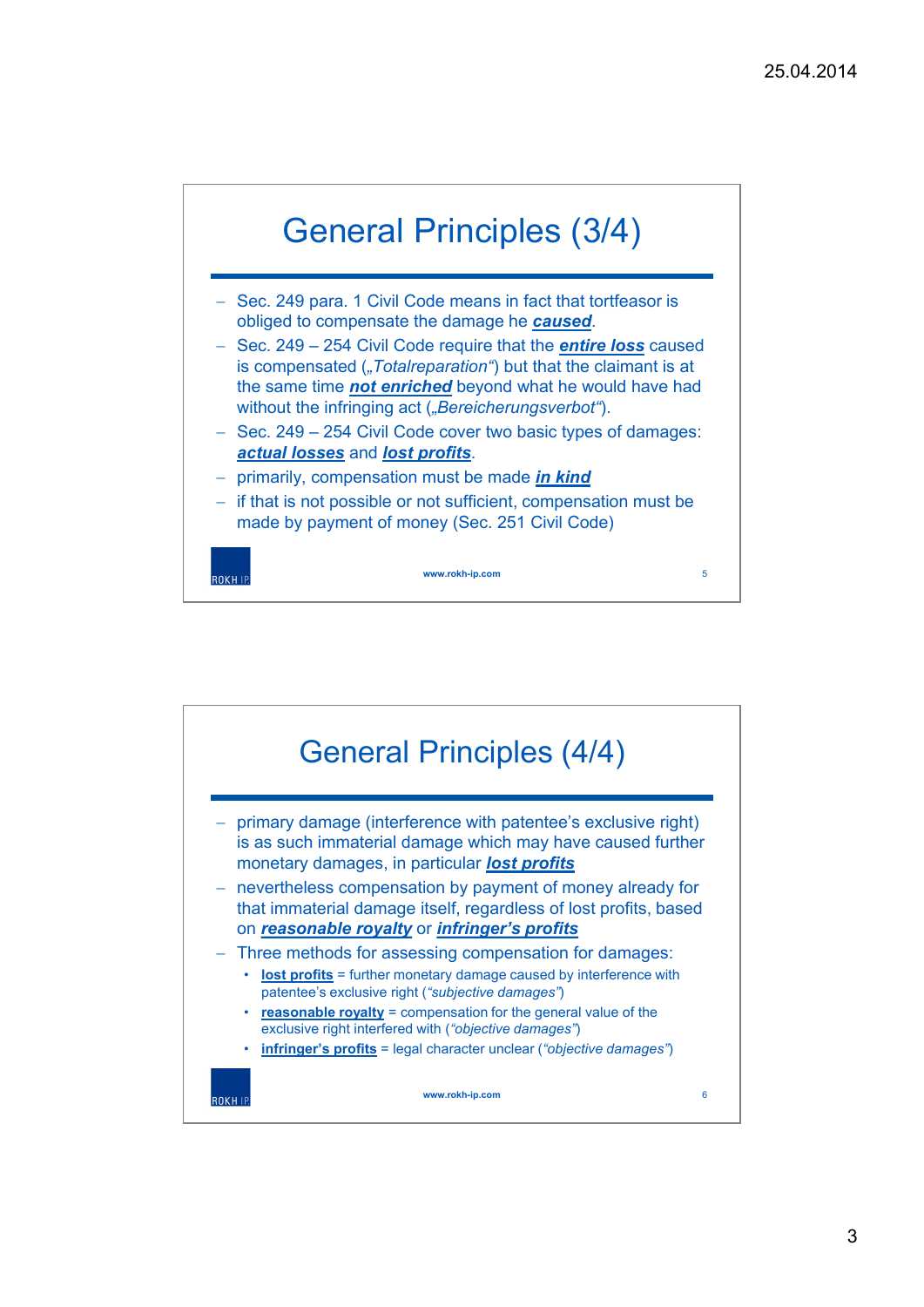# General Principles (3/4)

- Sec. 249 para. 1 Civil Code means in fact that tortfeasor is obliged to compensate the damage he ***caused***.
- Sec. 249 – 254 Civil Code require that the ***entire loss*** caused is compensated („*Totalreparation*") but that the claimant is at the same time ***not enriched*** beyond what he would have had without the infringing act („*Bereicherungsverbot*").
- Sec. 249 – 254 Civil Code cover two basic types of damages: ***actual losses*** and ***lost profits***.
- primarily, compensation must be made ***in kind***
- if that is not possible or not sufficient, compensation must be made by payment of money (Sec. 251 Civil Code)

www.rokh-ip.com

# General Principles (4/4)

- primary damage (interference with patentee's exclusive right) is as such immaterial damage which may have caused further monetary damages, in particular ***lost profits***
- nevertheless compensation by payment of money already for that immaterial damage itself, regardless of lost profits, based on ***reasonable royalty*** or ***infringer's profits***
- Three methods for assessing compensation for damages:
  - **lost profits** = further monetary damage caused by interference with patentee's exclusive right (*"subjective damages"*)
  - **reasonable royalty** = compensation for the general value of the exclusive right interfered with (*"objective damages"*)
  - **infringer's profits** = legal character unclear (*"objective damages"*)

www.rokh-ip.com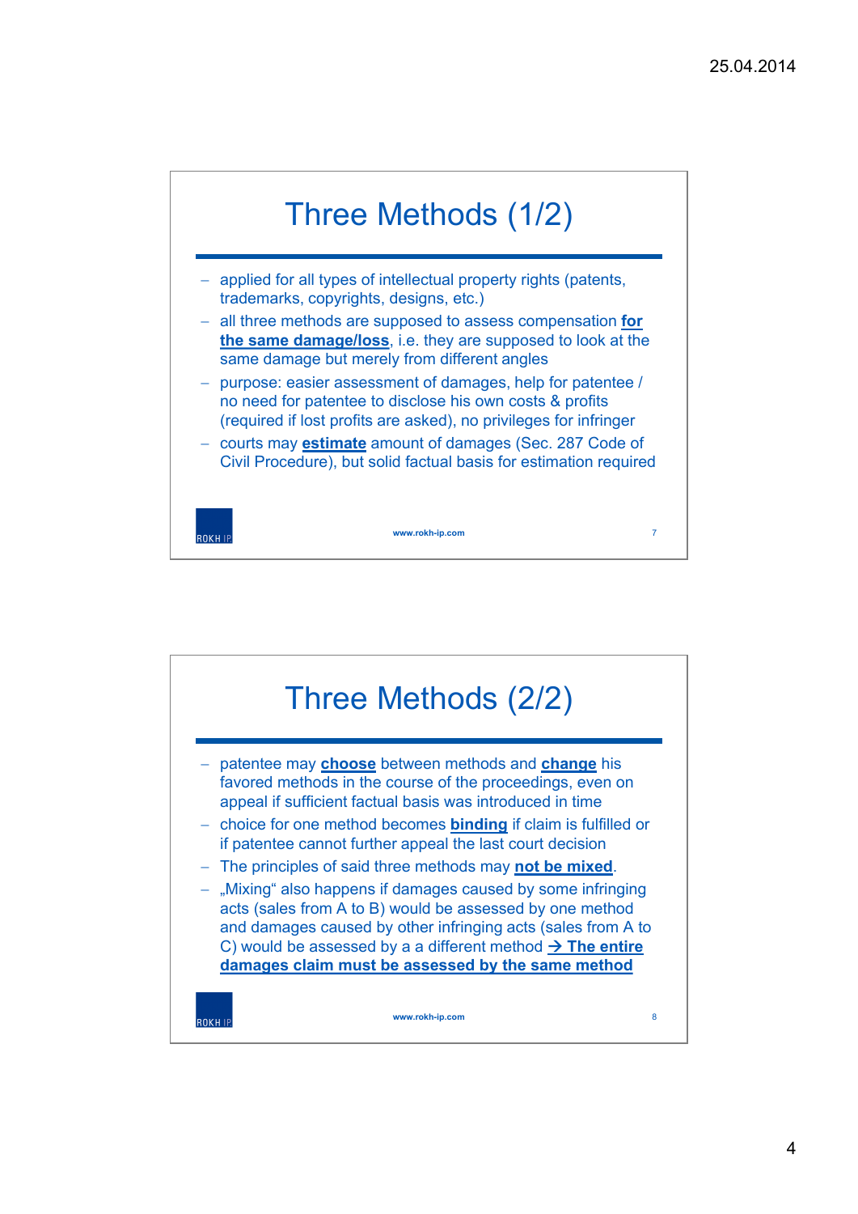# Three Methods (1/2)

- applied for all types of intellectual property rights (patents, trademarks, copyrights, designs, etc.)
- all three methods are supposed to assess compensation **for the same damage/loss**, i.e. they are supposed to look at the same damage but merely from different angles
- purpose: easier assessment of damages, help for patentee / no need for patentee to disclose his own costs & profits (required if lost profits are asked), no privileges for infringer
- courts may **estimate** amount of damages (Sec. 287 Code of Civil Procedure), but solid factual basis for estimation required

# Three Methods (2/2)

- patentee may **choose** between methods and **change** his favored methods in the course of the proceedings, even on appeal if sufficient factual basis was introduced in time
- choice for one method becomes **binding** if claim is fulfilled or if patentee cannot further appeal the last court decision
- The principles of said three methods may **not be mixed**.
- „Mixing“ also happens if damages caused by some infringing acts (sales from A to B) would be assessed by one method and damages caused by other infringing acts (sales from A to C) would be assessed by a a different method **→ The entire damages claim must be assessed by the same method**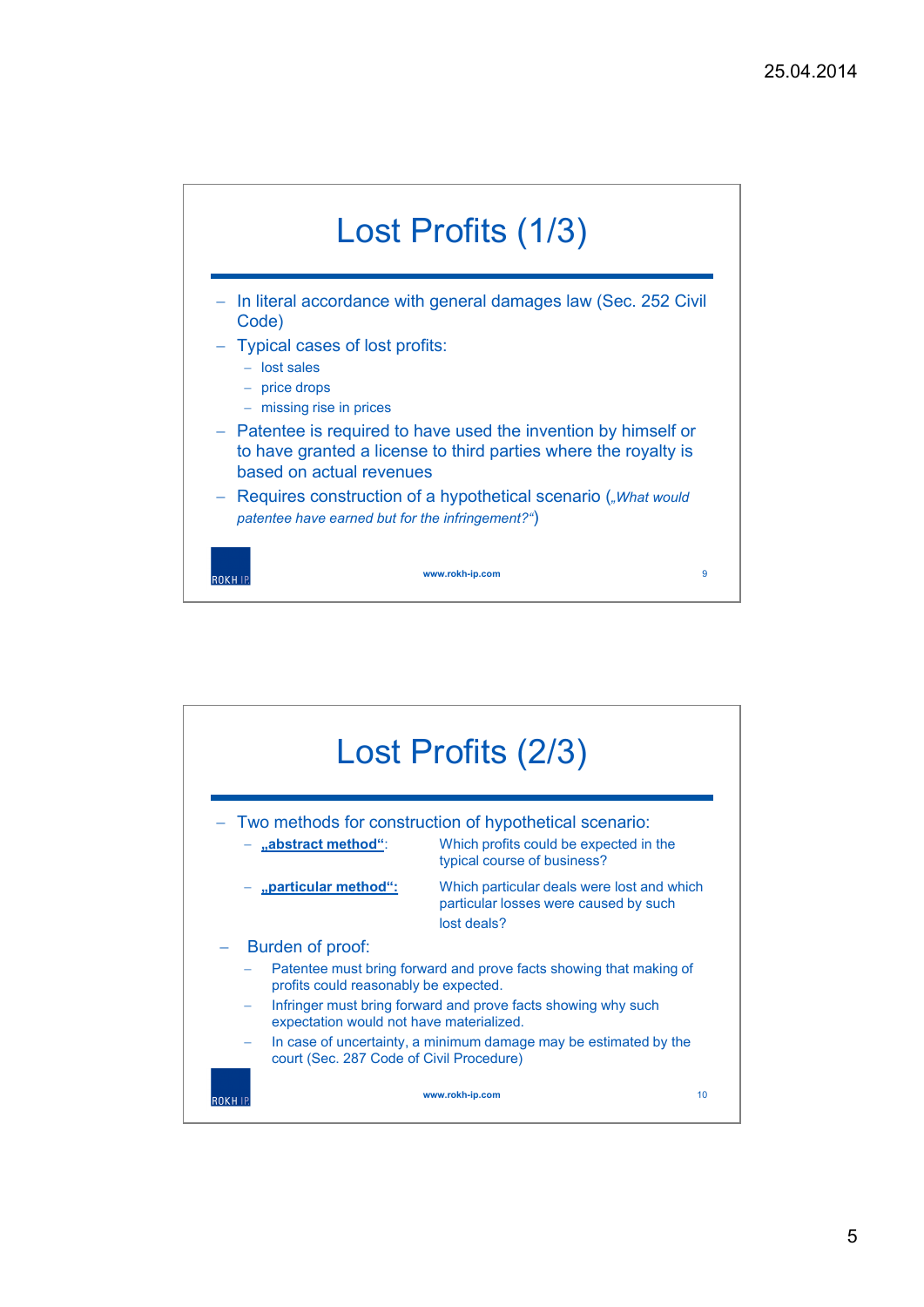# Lost Profits (1/3)

- In literal accordance with general damages law (Sec. 252 Civil Code)
- Typical cases of lost profits:
  - lost sales
  - price drops
  - missing rise in prices
- Patentee is required to have used the invention by himself or to have granted a license to third parties where the royalty is based on actual revenues
- Requires construction of a hypothetical scenario (*„What would patentee have earned but for the infringement?“*)

# Lost Profits (2/3)

- Two methods for construction of hypothetical scenario:
  - **„abstract method“**: Which profits could be expected in the typical course of business?
  - **„particular method“:** Which particular deals were lost and which particular losses were caused by such lost deals?
- Burden of proof:
  - Patentee must bring forward and prove facts showing that making of profits could reasonably be expected.
  - Infringer must bring forward and prove facts showing why such expectation would not have materialized.
  - In case of uncertainty, a minimum damage may be estimated by the court (Sec. 287 Code of Civil Procedure)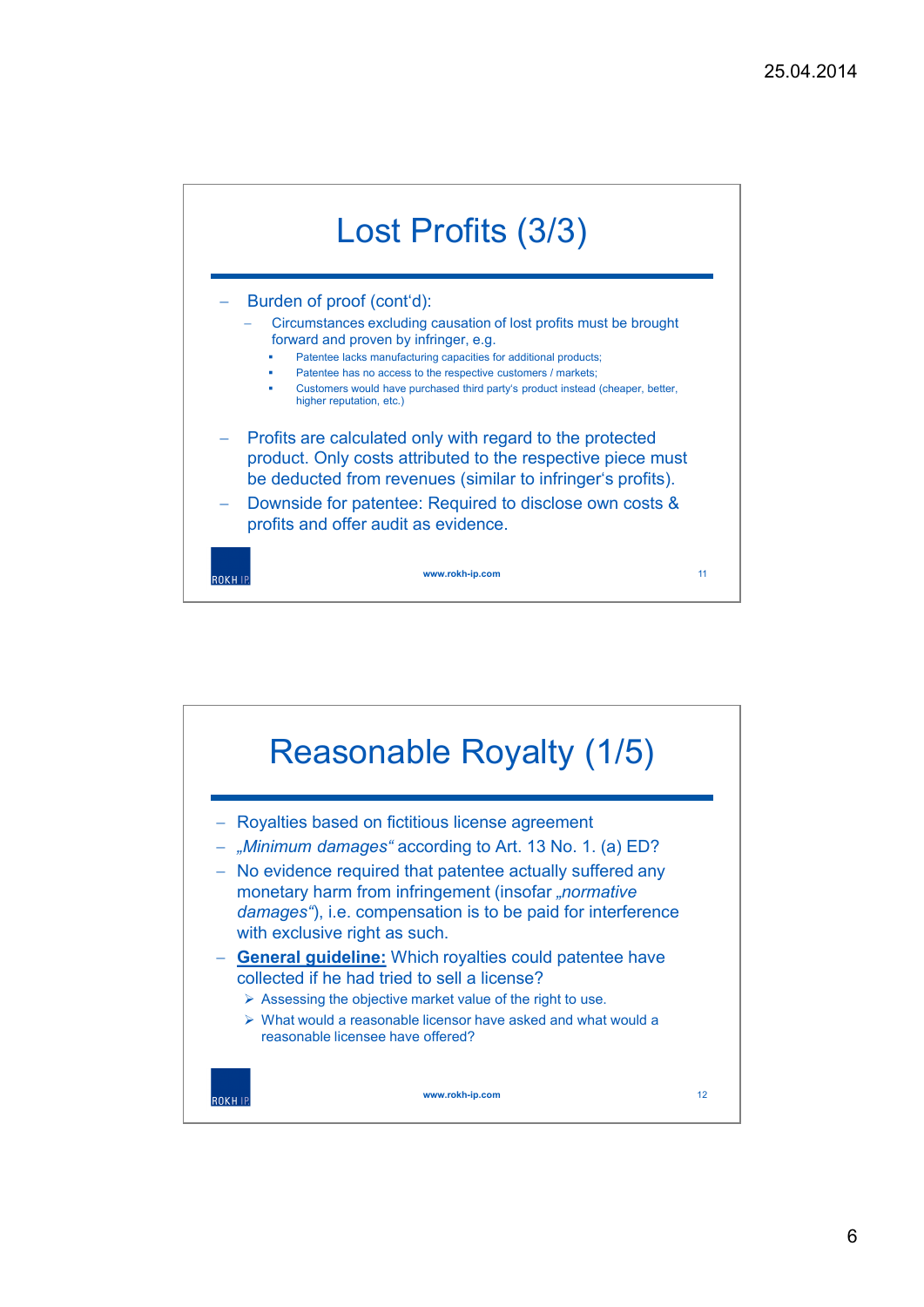## Lost Profits (3/3)

- Burden of proof (cont‘d):
  - Circumstances excluding causation of lost profits must be brought forward and proven by infringer, e.g.
    - Patentee lacks manufacturing capacities for additional products;
    - Patentee has no access to the respective customers / markets;
    - Customers would have purchased third party‘s product instead (cheaper, better, higher reputation, etc.)
- Profits are calculated only with regard to the protected product. Only costs attributed to the respective piece must be deducted from revenues (similar to infringer‘s profits).
- Downside for patentee: Required to disclose own costs & profits and offer audit as evidence.

ROKH IP — www.rokh-ip.com — 11

## Reasonable Royalty (1/5)

- Royalties based on fictitious license agreement
- „*Minimum damages*“ according to Art. 13 No. 1. (a) ED?
- No evidence required that patentee actually suffered any monetary harm from infringement (insofar „*normative damages*“), i.e. compensation is to be paid for interference with exclusive right as such.
- <u>**General guideline:**</u> Which royalties could patentee have collected if he had tried to sell a license?
  - ➢ Assessing the objective market value of the right to use.
  - ➢ What would a reasonable licensor have asked and what would a reasonable licensee have offered?

ROKH IP — www.rokh-ip.com — 12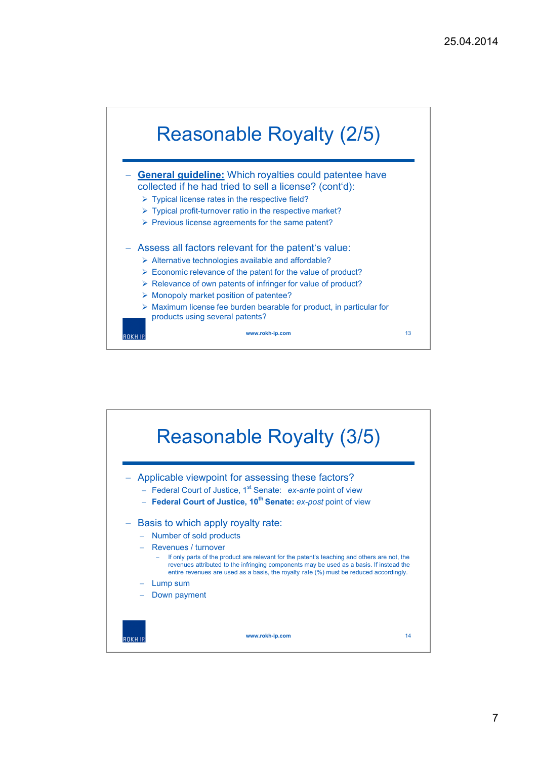## Reasonable Royalty (2/5)

- **General guideline:** Which royalties could patentee have collected if he had tried to sell a license? (cont'd):
  - Typical license rates in the respective field?
  - Typical profit-turnover ratio in the respective market?
  - Previous license agreements for the same patent?

- Assess all factors relevant for the patent's value:
  - Alternative technologies available and affordable?
  - Economic relevance of the patent for the value of product?
  - Relevance of own patents of infringer for value of product?
  - Monopoly market position of patentee?
  - Maximum license fee burden bearable for product, in particular for products using several patents?

## Reasonable Royalty (3/5)

- Applicable viewpoint for assessing these factors?
  - Federal Court of Justice, 1st Senate: *ex-ante* point of view
  - **Federal Court of Justice, 10th Senate:** *ex-post* point of view

- Basis to which apply royalty rate:
  - Number of sold products
  - Revenues / turnover
    - If only parts of the product are relevant for the patent's teaching and others are not, the revenues attributed to the infringing components may be used as a basis. If instead the entire revenues are used as a basis, the royalty rate (%) must be reduced accordingly.
  - Lump sum
  - Down payment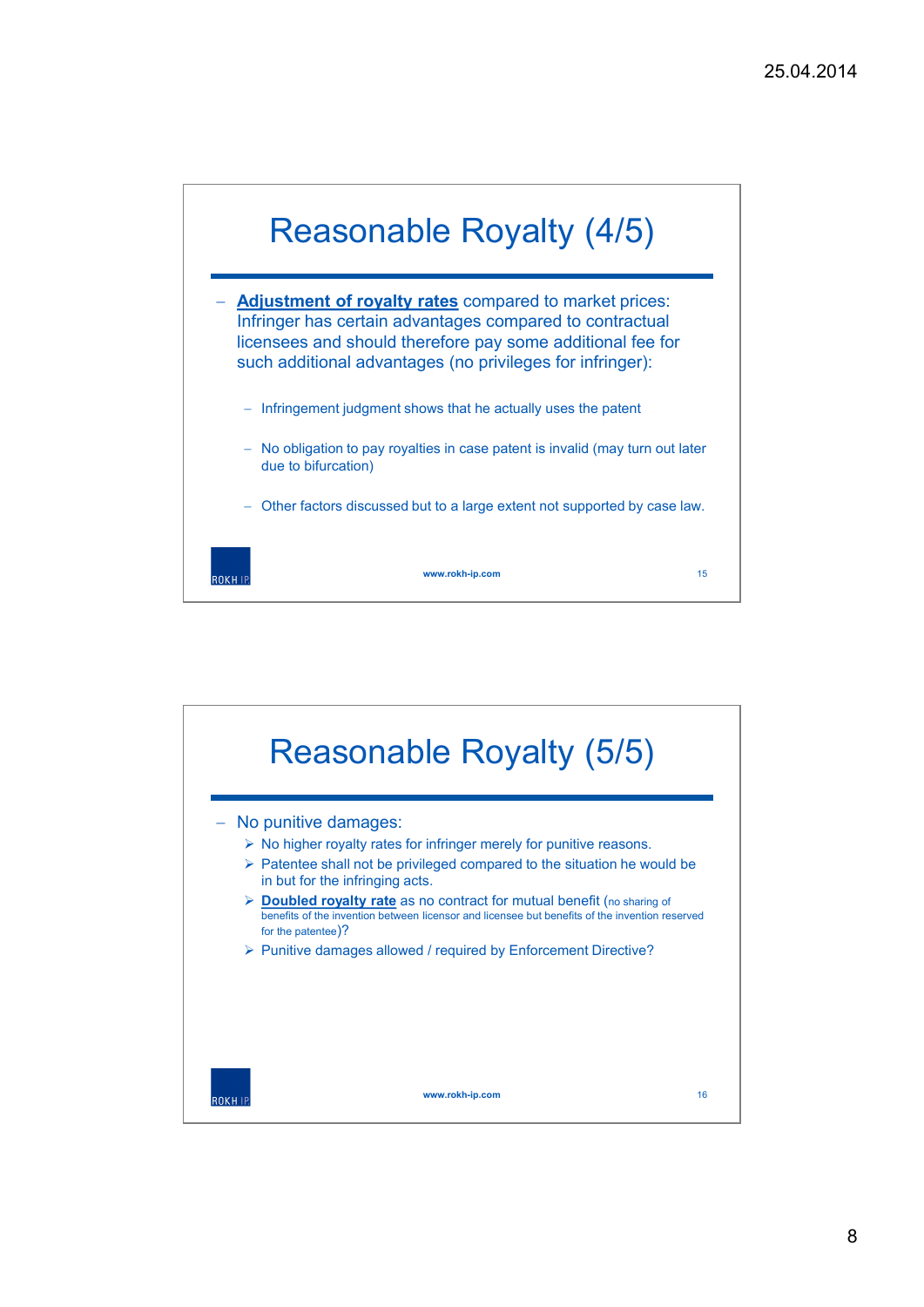## Reasonable Royalty (4/5)

- **Adjustment of royalty rates** compared to market prices: Infringer has certain advantages compared to contractual licensees and should therefore pay some additional fee for such additional advantages (no privileges for infringer):
  - Infringement judgment shows that he actually uses the patent
  - No obligation to pay royalties in case patent is invalid (may turn out later due to bifurcation)
  - Other factors discussed but to a large extent not supported by case law.

## Reasonable Royalty (5/5)

- No punitive damages:
  - No higher royalty rates for infringer merely for punitive reasons.
  - Patentee shall not be privileged compared to the situation he would be in but for the infringing acts.
  - **Doubled royalty rate** as no contract for mutual benefit (no sharing of benefits of the invention between licensor and licensee but benefits of the invention reserved for the patentee)?
  - Punitive damages allowed / required by Enforcement Directive?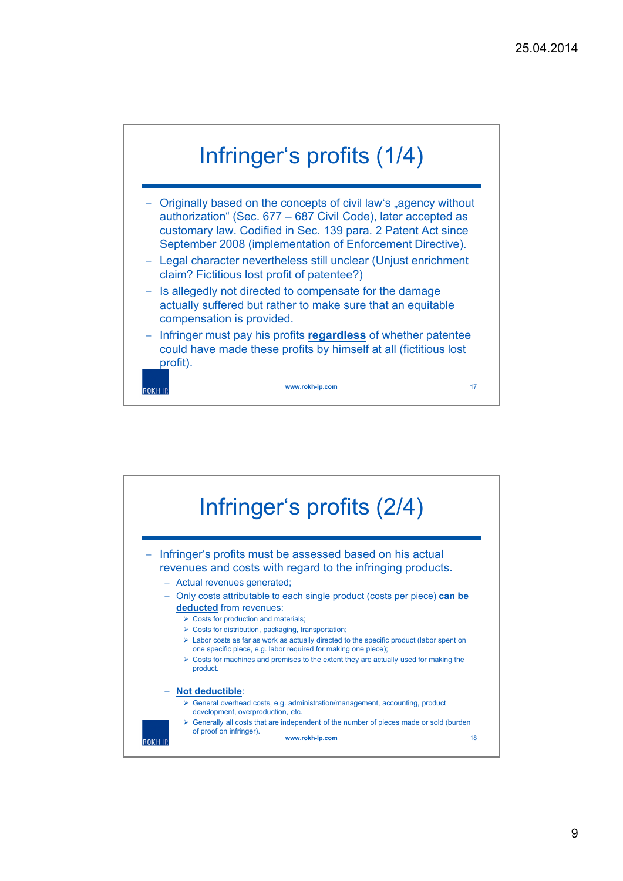## Infringer‘s profits (1/4)

- Originally based on the concepts of civil law‘s „agency without authorization“ (Sec. 677 – 687 Civil Code), later accepted as customary law. Codified in Sec. 139 para. 2 Patent Act since September 2008 (implementation of Enforcement Directive).
- Legal character nevertheless still unclear (Unjust enrichment claim? Fictitious lost profit of patentee?)
- Is allegedly not directed to compensate for the damage actually suffered but rather to make sure that an equitable compensation is provided.
- Infringer must pay his profits **regardless** of whether patentee could have made these profits by himself at all (fictitious lost profit).

## Infringer‘s profits (2/4)

- Infringer's profits must be assessed based on his actual revenues and costs with regard to the infringing products.
  - Actual revenues generated;
  - Only costs attributable to each single product (costs per piece) **can be deducted** from revenues:
    - Costs for production and materials;
    - Costs for distribution, packaging, transportation;
    - Labor costs as far as work as actually directed to the specific product (labor spent on one specific piece, e.g. labor required for making one piece);
    - Costs for machines and premises to the extent they are actually used for making the product.
  - **Not deductible**:
    - General overhead costs, e.g. administration/management, accounting, product development, overproduction, etc.
    - Generally all costs that are independent of the number of pieces made or sold (burden of proof on infringer).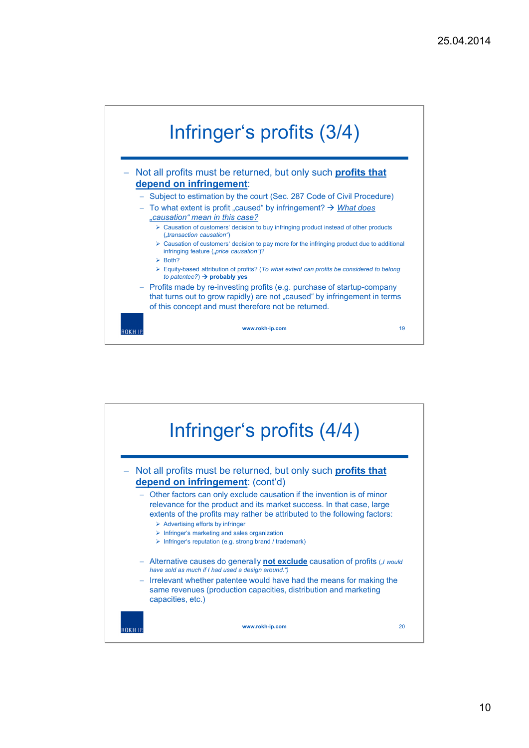# Infringer's profits (3/4)

- Not all profits must be returned, but only such **profits that depend on infringement**:
  - Subject to estimation by the court (Sec. 287 Code of Civil Procedure)
  - To what extent is profit „caused" by infringement? → *What does „causation" mean in this case?*
    - Causation of customers' decision to buy infringing product instead of other products (*„transaction causation"*)
    - Causation of customers' decision to pay more for the infringing product due to additional infringing feature (*„price causation"*)?
    - Both?
    - Equity-based attribution of profits? (*To what extent can profits be considered to belong to patentee?*) → **probably yes**
  - Profits made by re-investing profits (e.g. purchase of startup-company that turns out to grow rapidly) are not „caused" by infringement in terms of this concept and must therefore not be returned.

# Infringer's profits (4/4)

- Not all profits must be returned, but only such **profits that depend on infringement**: (cont'd)
  - Other factors can only exclude causation if the invention is of minor relevance for the product and its market success. In that case, large extents of the profits may rather be attributed to the following factors:
    - Advertising efforts by infringer
    - Infringer's marketing and sales organization
    - Infringer's reputation (e.g. strong brand / trademark)
  - Alternative causes do generally **not exclude** causation of profits (*„I would have sold as much if I had used a design around."*)
  - Irrelevant whether patentee would have had the means for making the same revenues (production capacities, distribution and marketing capacities, etc.)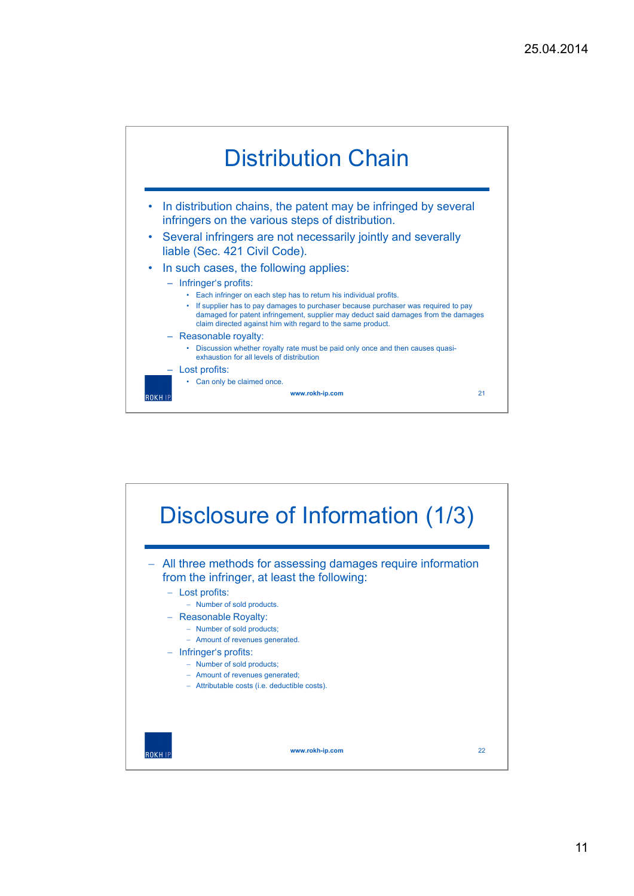## Distribution Chain

- In distribution chains, the patent may be infringed by several infringers on the various steps of distribution.
- Several infringers are not necessarily jointly and severally liable (Sec. 421 Civil Code).
- In such cases, the following applies:
  - Infringer's profits:
    - Each infringer on each step has to return his individual profits.
    - If supplier has to pay damages to purchaser because purchaser was required to pay damaged for patent infringement, supplier may deduct said damages from the damages claim directed against him with regard to the same product.
  - Reasonable royalty:
    - Discussion whether royalty rate must be paid only once and then causes quasi-exhaustion for all levels of distribution
  - Lost profits:
    - Can only be claimed once.

ROKH IP

www.rokh-ip.com

## Disclosure of Information (1/3)

- All three methods for assessing damages require information from the infringer, at least the following:
  - Lost profits:
    - Number of sold products.
  - Reasonable Royalty:
    - Number of sold products;
    - Amount of revenues generated.
  - Infringer's profits:
    - Number of sold products;
    - Amount of revenues generated;
    - Attributable costs (i.e. deductible costs).

ROKH IP

www.rokh-ip.com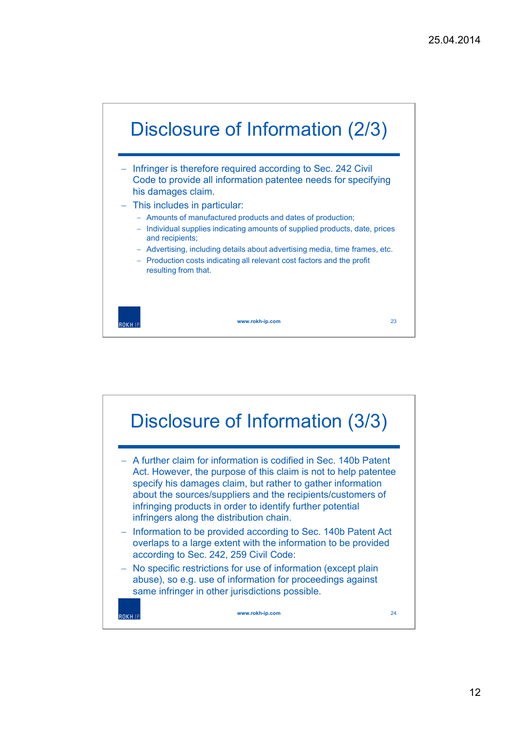# Disclosure of Information (2/3)

- Infringer is therefore required according to Sec. 242 Civil Code to provide all information patentee needs for specifying his damages claim.
- This includes in particular:
  - Amounts of manufactured products and dates of production;
  - Individual supplies indicating amounts of supplied products, date, prices and recipients;
  - Advertising, including details about advertising media, time frames, etc.
  - Production costs indicating all relevant cost factors and the profit resulting from that.

# Disclosure of Information (3/3)

- A further claim for information is codified in Sec. 140b Patent Act. However, the purpose of this claim is not to help patentee specify his damages claim, but rather to gather information about the sources/suppliers and the recipients/customers of infringing products in order to identify further potential infringers along the distribution chain.
- Information to be provided according to Sec. 140b Patent Act overlaps to a large extent with the information to be provided according to Sec. 242, 259 Civil Code:
- No specific restrictions for use of information (except plain abuse), so e.g. use of information for proceedings against same infringer in other jurisdictions possible.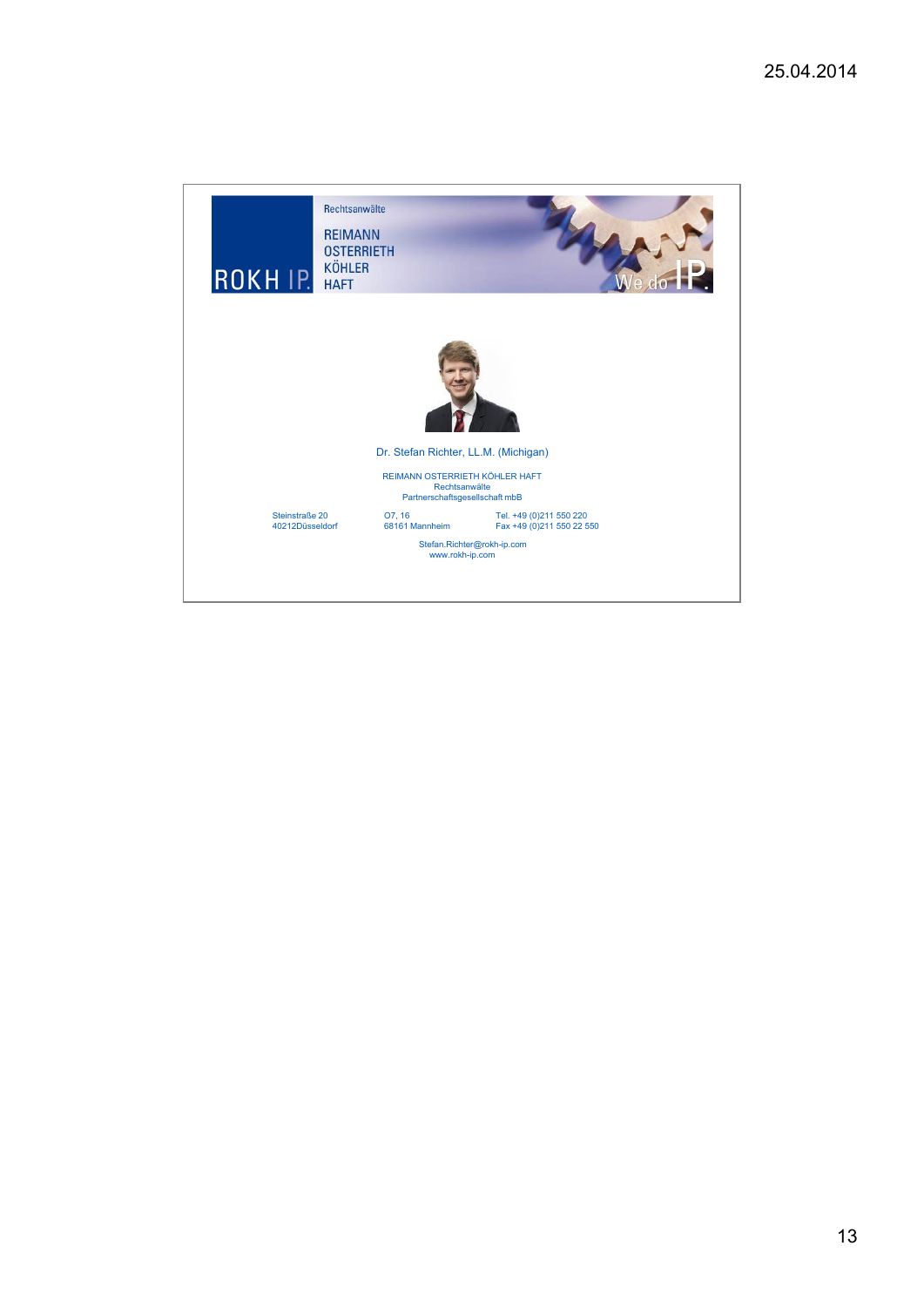Rechtsanwälte

REIMANN
OSTERRIETH
KÖHLER
HAFT

ROKH IP.

We do IP.

Dr. Stefan Richter, LL.M. (Michigan)

REIMANN OSTERRIETH KÖHLER HAFT
Rechtsanwälte
Partnerschaftsgesellschaft mbB

Steinstraße 20
40212Düsseldorf

O7, 16
68161 Mannheim

Tel. +49 (0)211 550 220
Fax +49 (0)211 550 22 550

Stefan.Richter@rokh-ip.com
www.rokh-ip.com